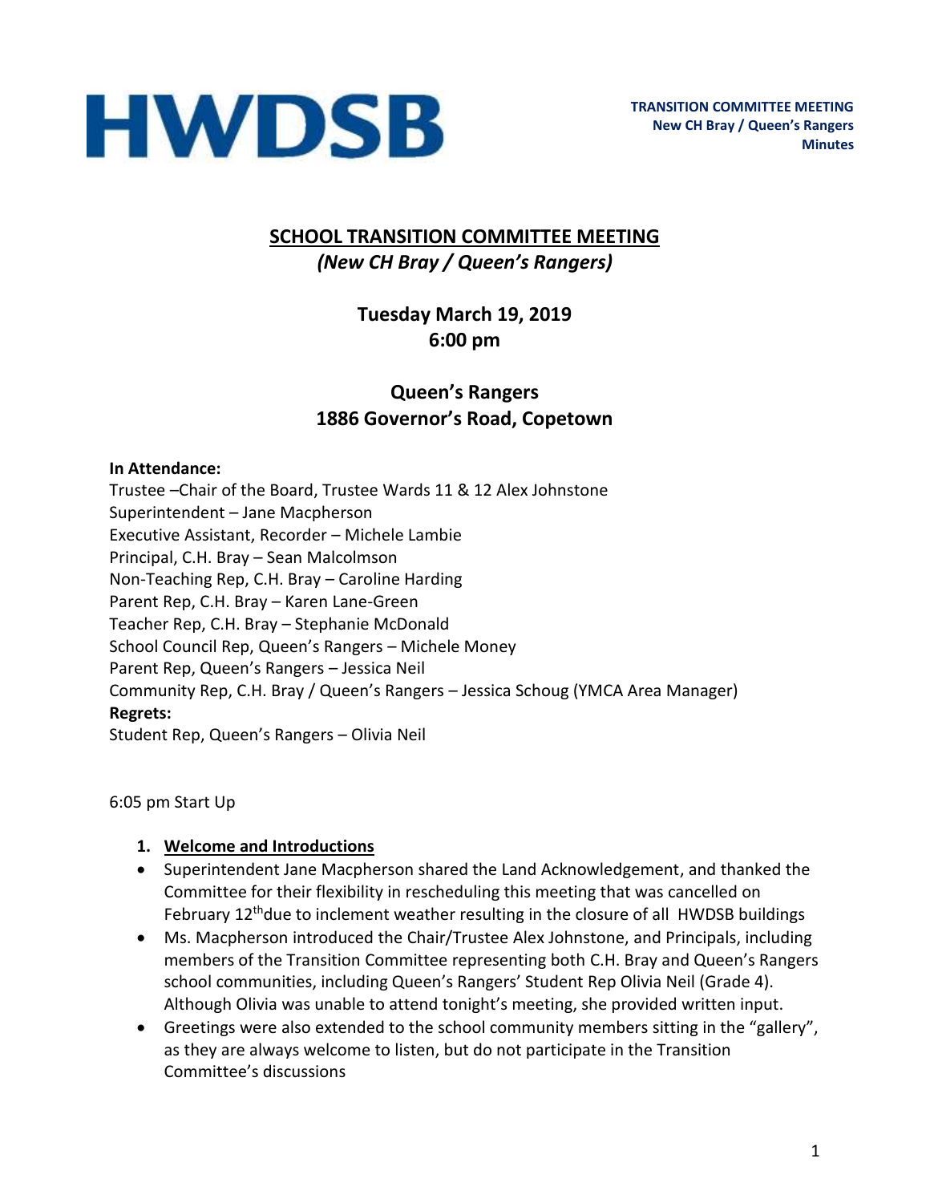HWDSB

**TRANSITION COMMITTEE MEETING**
**New CH Bray / Queen's Rangers**
**Minutes**

# SCHOOL TRANSITION COMMITTEE MEETING

***(New CH Bray / Queen's Rangers)***

**Tuesday March 19, 2019**
**6:00 pm**

**Queen's Rangers**
**1886 Governor's Road, Copetown**

**In Attendance:**
Trustee –Chair of the Board, Trustee Wards 11 & 12 Alex Johnstone
Superintendent – Jane Macpherson
Executive Assistant, Recorder – Michele Lambie
Principal, C.H. Bray – Sean Malcolmson
Non-Teaching Rep, C.H. Bray – Caroline Harding
Parent Rep, C.H. Bray – Karen Lane-Green
Teacher Rep, C.H. Bray – Stephanie McDonald
School Council Rep, Queen's Rangers – Michele Money
Parent Rep, Queen's Rangers – Jessica Neil
Community Rep, C.H. Bray / Queen's Rangers – Jessica Schoug (YMCA Area Manager)
**Regrets:**
Student Rep, Queen's Rangers – Olivia Neil

6:05 pm Start Up

1. **Welcome and Introductions**

- Superintendent Jane Macpherson shared the Land Acknowledgement, and thanked the Committee for their flexibility in rescheduling this meeting that was cancelled on February 12th due to inclement weather resulting in the closure of all HWDSB buildings
- Ms. Macpherson introduced the Chair/Trustee Alex Johnstone, and Principals, including members of the Transition Committee representing both C.H. Bray and Queen's Rangers school communities, including Queen's Rangers' Student Rep Olivia Neil (Grade 4). Although Olivia was unable to attend tonight's meeting, she provided written input.
- Greetings were also extended to the school community members sitting in the "gallery", as they are always welcome to listen, but do not participate in the Transition Committee's discussions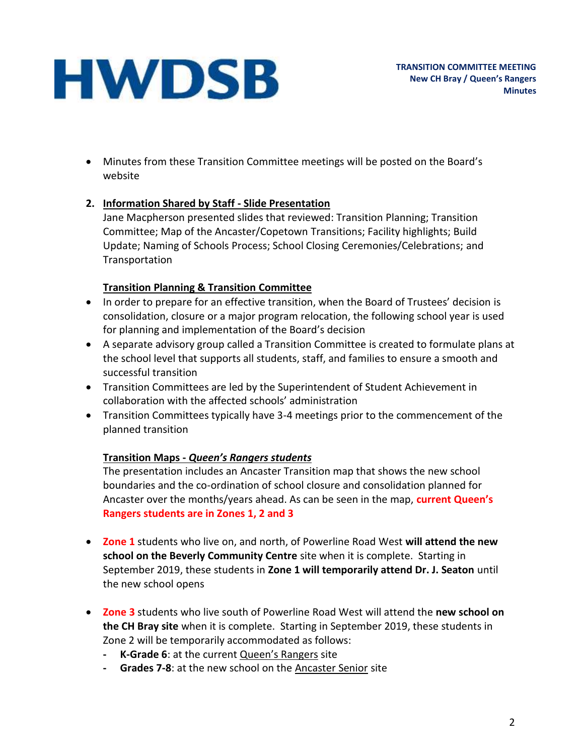- Minutes from these Transition Committee meetings will be posted on the Board's website

2. **Information Shared by Staff - Slide Presentation**

Jane Macpherson presented slides that reviewed: Transition Planning; Transition Committee; Map of the Ancaster/Copetown Transitions; Facility highlights; Build Update; Naming of Schools Process; School Closing Ceremonies/Celebrations; and Transportation

**Transition Planning & Transition Committee**

- In order to prepare for an effective transition, when the Board of Trustees' decision is consolidation, closure or a major program relocation, the following school year is used for planning and implementation of the Board's decision
- A separate advisory group called a Transition Committee is created to formulate plans at the school level that supports all students, staff, and families to ensure a smooth and successful transition
- Transition Committees are led by the Superintendent of Student Achievement in collaboration with the affected schools' administration
- Transition Committees typically have 3-4 meetings prior to the commencement of the planned transition

**Transition Maps - *Queen's Rangers students***

The presentation includes an Ancaster Transition map that shows the new school boundaries and the co-ordination of school closure and consolidation planned for Ancaster over the months/years ahead. As can be seen in the map, **current Queen's Rangers students are in Zones 1, 2 and 3**

- **Zone 1** students who live on, and north, of Powerline Road West **will attend the new school on the Beverly Community Centre** site when it is complete. Starting in September 2019, these students in **Zone 1 will temporarily attend Dr. J. Seaton** until the new school opens

- **Zone 3** students who live south of Powerline Road West will attend the **new school on the CH Bray site** when it is complete. Starting in September 2019, these students in Zone 2 will be temporarily accommodated as follows:
  - **K-Grade 6**: at the current Queen's Rangers site
  - **Grades 7-8**: at the new school on the Ancaster Senior site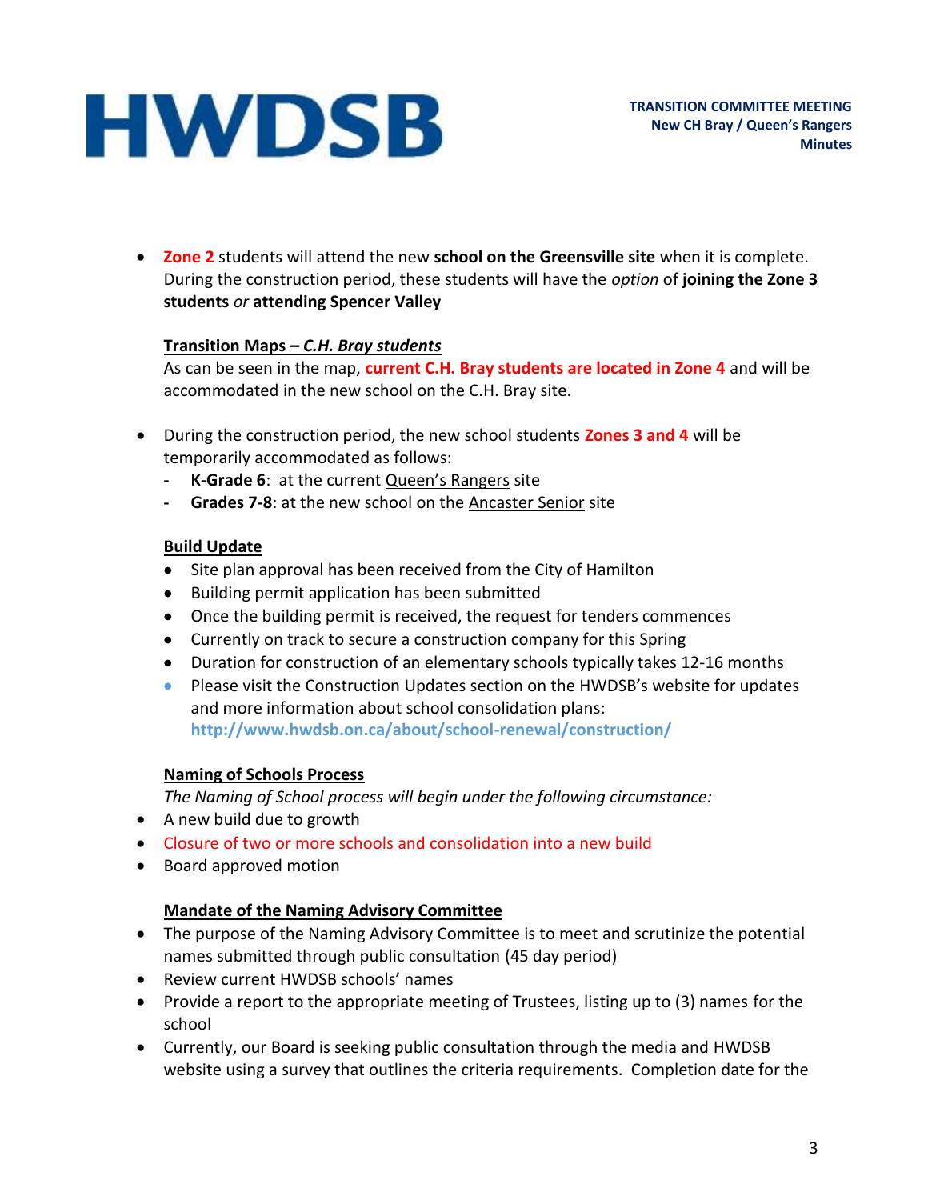- **Zone 2** students will attend the new **school on the Greensville site** when it is complete. During the construction period, these students will have the *option* of **joining the Zone 3 students** *or* **attending Spencer Valley**

**Transition Maps – *C.H. Bray students***

As can be seen in the map, **current C.H. Bray students are located in Zone 4** and will be accommodated in the new school on the C.H. Bray site.

- During the construction period, the new school students **Zones 3 and 4** will be temporarily accommodated as follows:
  - **K-Grade 6**: at the current Queen's Rangers site
  - **Grades 7-8**: at the new school on the Ancaster Senior site

**Build Update**

- Site plan approval has been received from the City of Hamilton
- Building permit application has been submitted
- Once the building permit is received, the request for tenders commences
- Currently on track to secure a construction company for this Spring
- Duration for construction of an elementary schools typically takes 12-16 months
- Please visit the Construction Updates section on the HWDSB's website for updates and more information about school consolidation plans: **http://www.hwdsb.on.ca/about/school-renewal/construction/**

**Naming of Schools Process**

*The Naming of School process will begin under the following circumstance:*

- A new build due to growth
- Closure of two or more schools and consolidation into a new build
- Board approved motion

**Mandate of the Naming Advisory Committee**

- The purpose of the Naming Advisory Committee is to meet and scrutinize the potential names submitted through public consultation (45 day period)
- Review current HWDSB schools' names
- Provide a report to the appropriate meeting of Trustees, listing up to (3) names for the school
- Currently, our Board is seeking public consultation through the media and HWDSB website using a survey that outlines the criteria requirements. Completion date for the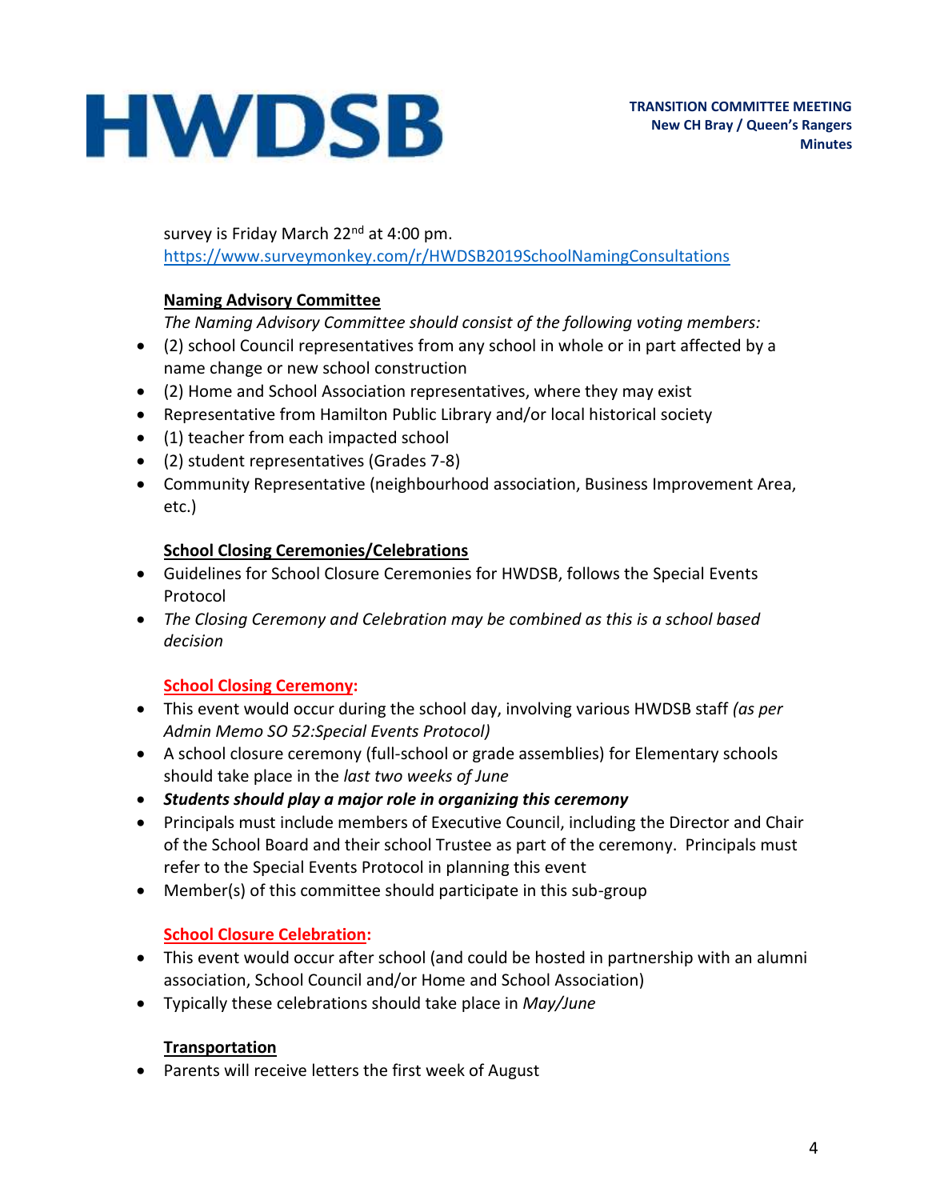survey is Friday March 22nd at 4:00 pm.
https://www.surveymonkey.com/r/HWDSB2019SchoolNamingConsultations

**Naming Advisory Committee**

*The Naming Advisory Committee should consist of the following voting members:*

- (2) school Council representatives from any school in whole or in part affected by a name change or new school construction
- (2) Home and School Association representatives, where they may exist
- Representative from Hamilton Public Library and/or local historical society
- (1) teacher from each impacted school
- (2) student representatives (Grades 7-8)
- Community Representative (neighbourhood association, Business Improvement Area, etc.)

**School Closing Ceremonies/Celebrations**

- Guidelines for School Closure Ceremonies for HWDSB, follows the Special Events Protocol
- *The Closing Ceremony and Celebration may be combined as this is a school based decision*

**School Closing Ceremony:**

- This event would occur during the school day, involving various HWDSB staff *(as per Admin Memo SO 52:Special Events Protocol)*
- A school closure ceremony (full-school or grade assemblies) for Elementary schools should take place in the *last two weeks of June*
- ***Students should play a major role in organizing this ceremony***
- Principals must include members of Executive Council, including the Director and Chair of the School Board and their school Trustee as part of the ceremony. Principals must refer to the Special Events Protocol in planning this event
- Member(s) of this committee should participate in this sub-group

**School Closure Celebration:**

- This event would occur after school (and could be hosted in partnership with an alumni association, School Council and/or Home and School Association)
- Typically these celebrations should take place in *May/June*

**Transportation**

- Parents will receive letters the first week of August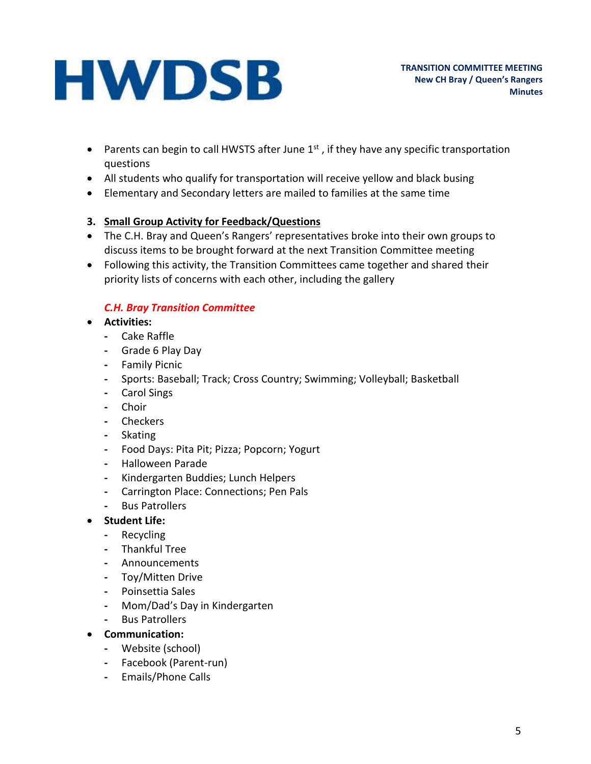- Parents can begin to call HWSTS after June 1st , if they have any specific transportation questions
- All students who qualify for transportation will receive yellow and black busing
- Elementary and Secondary letters are mailed to families at the same time

### 3. Small Group Activity for Feedback/Questions

- The C.H. Bray and Queen's Rangers' representatives broke into their own groups to discuss items to be brought forward at the next Transition Committee meeting
- Following this activity, the Transition Committees came together and shared their priority lists of concerns with each other, including the gallery

***C.H. Bray Transition Committee***

- **Activities:**
  - Cake Raffle
  - Grade 6 Play Day
  - Family Picnic
  - Sports: Baseball; Track; Cross Country; Swimming; Volleyball; Basketball
  - Carol Sings
  - Choir
  - Checkers
  - Skating
  - Food Days: Pita Pit; Pizza; Popcorn; Yogurt
  - Halloween Parade
  - Kindergarten Buddies; Lunch Helpers
  - Carrington Place: Connections; Pen Pals
  - Bus Patrollers
- **Student Life:**
  - Recycling
  - Thankful Tree
  - Announcements
  - Toy/Mitten Drive
  - Poinsettia Sales
  - Mom/Dad's Day in Kindergarten
  - Bus Patrollers
- **Communication:**
  - Website (school)
  - Facebook (Parent-run)
  - Emails/Phone Calls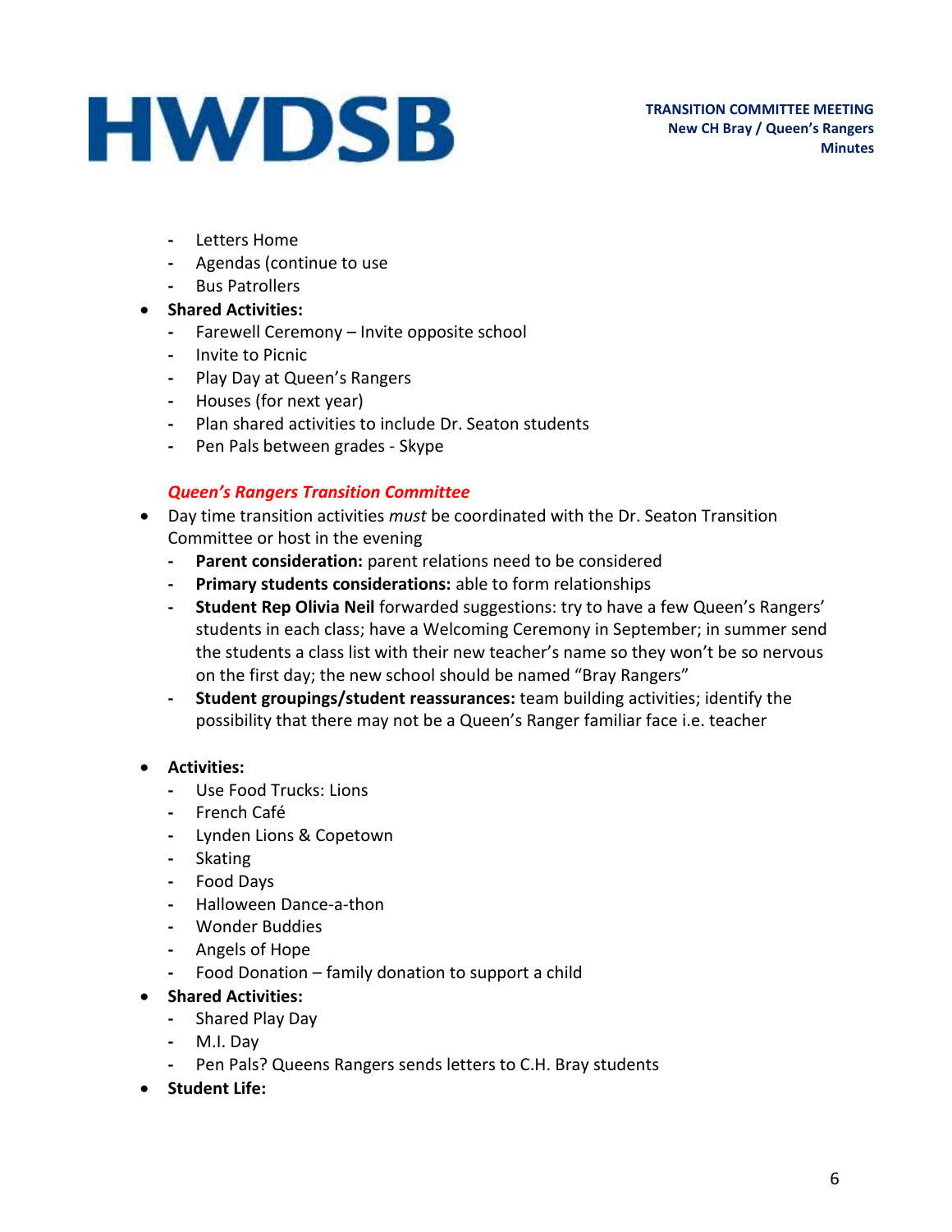- Letters Home
- Agendas (continue to use
- Bus Patrollers

- **Shared Activities:**
  - Farewell Ceremony – Invite opposite school
  - Invite to Picnic
  - Play Day at Queen's Rangers
  - Houses (for next year)
  - Plan shared activities to include Dr. Seaton students
  - Pen Pals between grades - Skype

***Queen's Rangers Transition Committee***

- Day time transition activities *must* be coordinated with the Dr. Seaton Transition Committee or host in the evening
  - **Parent consideration:** parent relations need to be considered
  - **Primary students considerations:** able to form relationships
  - **Student Rep Olivia Neil** forwarded suggestions: try to have a few Queen's Rangers' students in each class; have a Welcoming Ceremony in September; in summer send the students a class list with their new teacher's name so they won't be so nervous on the first day; the new school should be named "Bray Rangers"
  - **Student groupings/student reassurances:** team building activities; identify the possibility that there may not be a Queen's Ranger familiar face i.e. teacher

- **Activities:**
  - Use Food Trucks: Lions
  - French Café
  - Lynden Lions & Copetown
  - Skating
  - Food Days
  - Halloween Dance-a-thon
  - Wonder Buddies
  - Angels of Hope
  - Food Donation – family donation to support a child
- **Shared Activities:**
  - Shared Play Day
  - M.I. Day
  - Pen Pals? Queens Rangers sends letters to C.H. Bray students
- **Student Life:**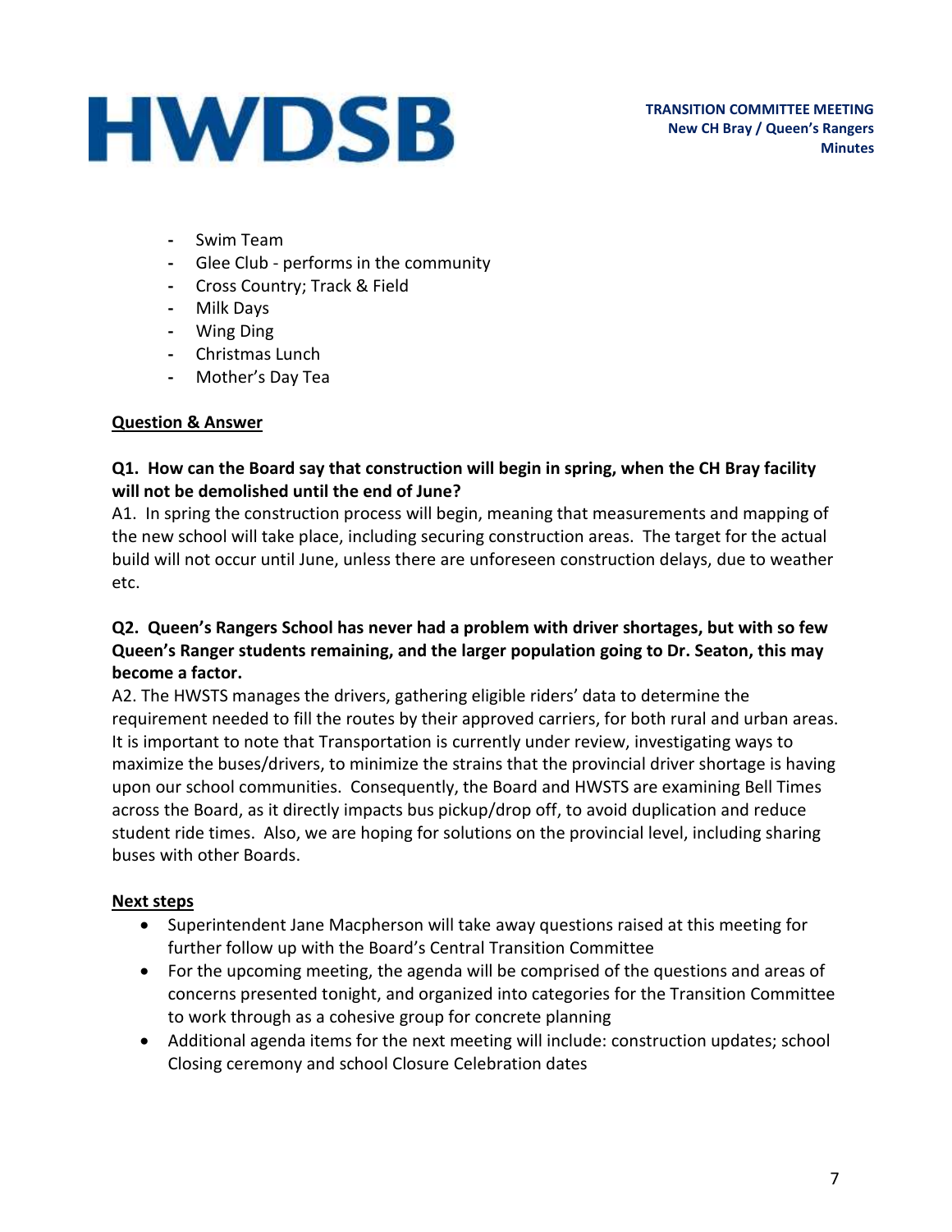- Swim Team
- Glee Club - performs in the community
- Cross Country; Track & Field
- Milk Days
- Wing Ding
- Christmas Lunch
- Mother's Day Tea

**Question & Answer**

**Q1. How can the Board say that construction will begin in spring, when the CH Bray facility will not be demolished until the end of June?**

A1. In spring the construction process will begin, meaning that measurements and mapping of the new school will take place, including securing construction areas. The target for the actual build will not occur until June, unless there are unforeseen construction delays, due to weather etc.

**Q2. Queen's Rangers School has never had a problem with driver shortages, but with so few Queen's Ranger students remaining, and the larger population going to Dr. Seaton, this may become a factor.**

A2. The HWSTS manages the drivers, gathering eligible riders' data to determine the requirement needed to fill the routes by their approved carriers, for both rural and urban areas. It is important to note that Transportation is currently under review, investigating ways to maximize the buses/drivers, to minimize the strains that the provincial driver shortage is having upon our school communities. Consequently, the Board and HWSTS are examining Bell Times across the Board, as it directly impacts bus pickup/drop off, to avoid duplication and reduce student ride times. Also, we are hoping for solutions on the provincial level, including sharing buses with other Boards.

**Next steps**

- Superintendent Jane Macpherson will take away questions raised at this meeting for further follow up with the Board's Central Transition Committee
- For the upcoming meeting, the agenda will be comprised of the questions and areas of concerns presented tonight, and organized into categories for the Transition Committee to work through as a cohesive group for concrete planning
- Additional agenda items for the next meeting will include: construction updates; school Closing ceremony and school Closure Celebration dates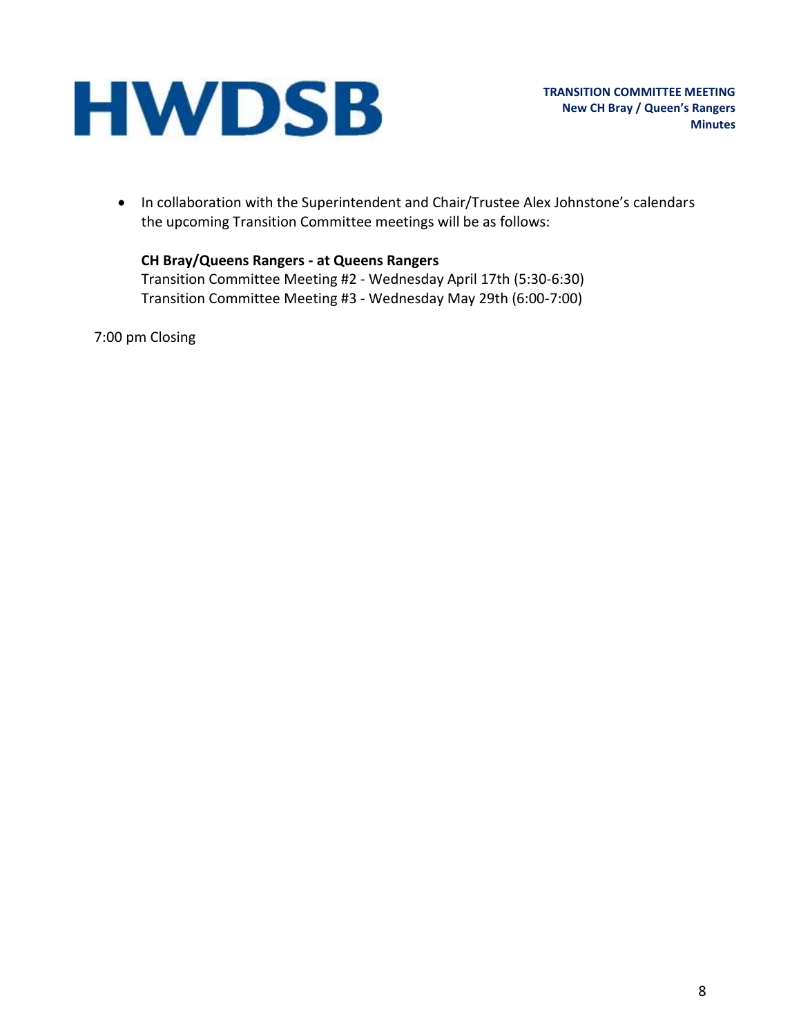- In collaboration with the Superintendent and Chair/Trustee Alex Johnstone's calendars the upcoming Transition Committee meetings will be as follows:

  **CH Bray/Queens Rangers - at Queens Rangers**
  Transition Committee Meeting #2 - Wednesday April 17th (5:30-6:30)
  Transition Committee Meeting #3 - Wednesday May 29th (6:00-7:00)

7:00 pm Closing